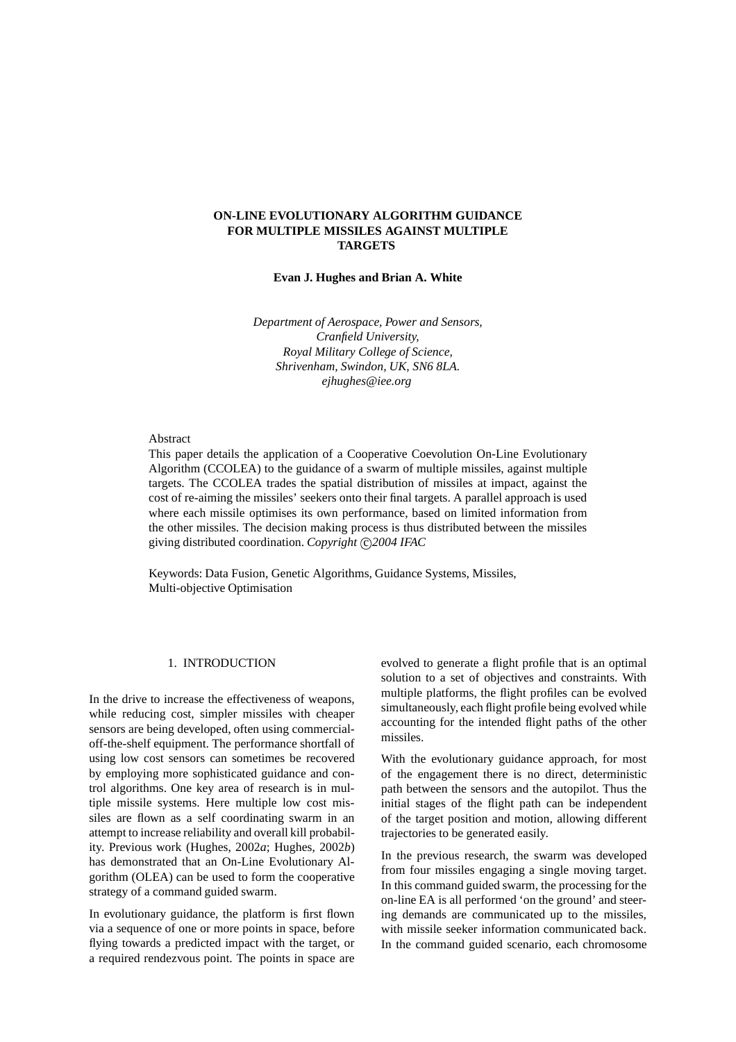# ON-LINE EVOLUTIONARY ALGORITHM GUIDANCE FOR MULTIPLE MISSILES AGAINST MULTIPLE TARGETS

**Evan J. Hughes and Brian A. White**

*Department of Aerospace, Power and Sensors,*
*Cranfield University,*
*Royal Military College of Science,*
*Shrivenham, Swindon, UK, SN6 8LA.*
*ejhughes@iee.org*

Abstract

This paper details the application of a Cooperative Coevolution On-Line Evolutionary Algorithm (CCOLEA) to the guidance of a swarm of multiple missiles, against multiple targets. The CCOLEA trades the spatial distribution of missiles at impact, against the cost of re-aiming the missiles' seekers onto their final targets. A parallel approach is used where each missile optimises its own performance, based on limited information from the other missiles. The decision making process is thus distributed between the missiles giving distributed coordination. *Copyright ©2004 IFAC*

Keywords: Data Fusion, Genetic Algorithms, Guidance Systems, Missiles, Multi-objective Optimisation

## 1. INTRODUCTION

In the drive to increase the effectiveness of weapons, while reducing cost, simpler missiles with cheaper sensors are being developed, often using commercial-off-the-shelf equipment. The performance shortfall of using low cost sensors can sometimes be recovered by employing more sophisticated guidance and control algorithms. One key area of research is in multiple missile systems. Here multiple low cost missiles are flown as a self coordinating swarm in an attempt to increase reliability and overall kill probability. Previous work (Hughes, 2002*a*; Hughes, 2002*b*) has demonstrated that an On-Line Evolutionary Algorithm (OLEA) can be used to form the cooperative strategy of a command guided swarm.

In evolutionary guidance, the platform is first flown via a sequence of one or more points in space, before flying towards a predicted impact with the target, or a required rendezvous point. The points in space are evolved to generate a flight profile that is an optimal solution to a set of objectives and constraints. With multiple platforms, the flight profiles can be evolved simultaneously, each flight profile being evolved while accounting for the intended flight paths of the other missiles.

With the evolutionary guidance approach, for most of the engagement there is no direct, deterministic path between the sensors and the autopilot. Thus the initial stages of the flight path can be independent of the target position and motion, allowing different trajectories to be generated easily.

In the previous research, the swarm was developed from four missiles engaging a single moving target. In this command guided swarm, the processing for the on-line EA is all performed 'on the ground' and steering demands are communicated up to the missiles, with missile seeker information communicated back. In the command guided scenario, each chromosome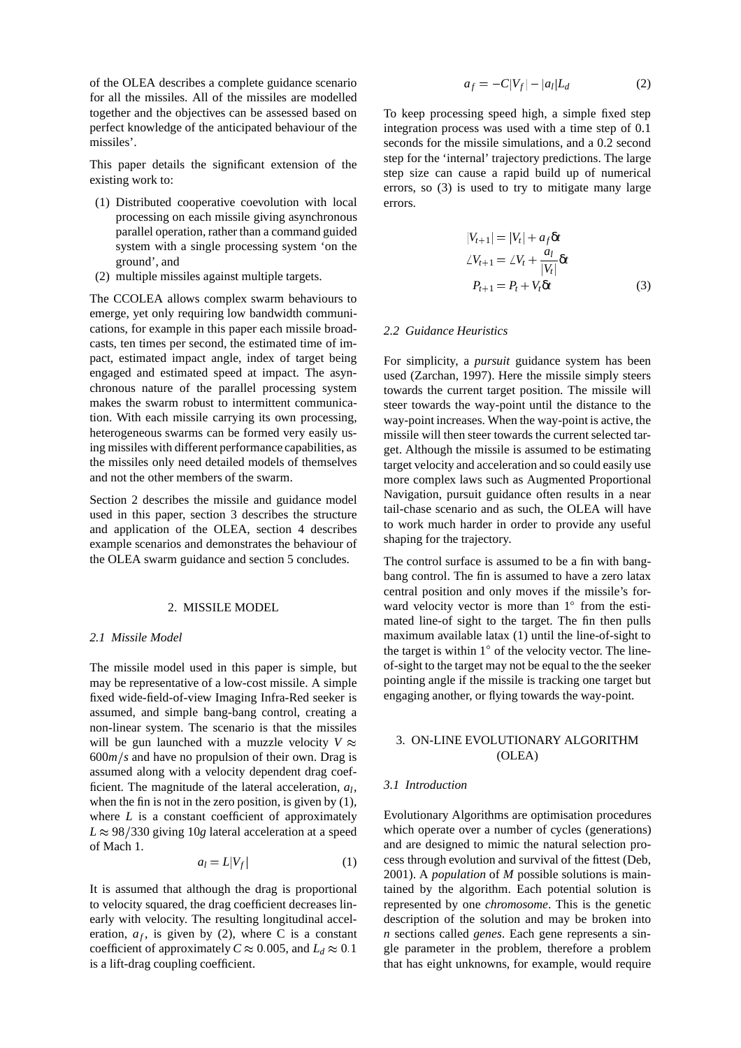of the OLEA describes a complete guidance scenario for all the missiles. All of the missiles are modelled together and the objectives can be assessed based on perfect knowledge of the anticipated behaviour of the missiles'.

This paper details the significant extension of the existing work to:

(1) Distributed cooperative coevolution with local processing on each missile giving asynchronous parallel operation, rather than a command guided system with a single processing system 'on the ground', and
(2) multiple missiles against multiple targets.

The CCOLEA allows complex swarm behaviours to emerge, yet only requiring low bandwidth communications, for example in this paper each missile broadcasts, ten times per second, the estimated time of impact, estimated impact angle, index of target being engaged and estimated speed at impact. The asynchronous nature of the parallel processing system makes the swarm robust to intermittent communication. With each missile carrying its own processing, heterogeneous swarms can be formed very easily using missiles with different performance capabilities, as the missiles only need detailed models of themselves and not the other members of the swarm.

Section 2 describes the missile and guidance model used in this paper, section 3 describes the structure and application of the OLEA, section 4 describes example scenarios and demonstrates the behaviour of the OLEA swarm guidance and section 5 concludes.

## 2. MISSILE MODEL

### 2.1 Missile Model

The missile model used in this paper is simple, but may be representative of a low-cost missile. A simple fixed wide-field-of-view Imaging Infra-Red seeker is assumed, and simple bang-bang control, creating a non-linear system. The scenario is that the missiles will be gun launched with a muzzle velocity $V \approx 600m/s$ and have no propulsion of their own. Drag is assumed along with a velocity dependent drag coefficient. The magnitude of the lateral acceleration, $a_l$, when the fin is not in the zero position, is given by (1), where $L$ is a constant coefficient of approximately $L \approx 98/330$ giving $10g$ lateral acceleration at a speed of Mach 1.

$$a_l = L|V_f| \tag{1}$$

It is assumed that although the drag is proportional to velocity squared, the drag coefficient decreases linearly with velocity. The resulting longitudinal acceleration, $a_f$, is given by (2), where C is a constant coefficient of approximately $C \approx 0.005$, and $L_d \approx 0.1$ is a lift-drag coupling coefficient.

$$a_f = -C|V_f| - |a_l|L_d \tag{2}$$

To keep processing speed high, a simple fixed step integration process was used with a time step of 0.1 seconds for the missile simulations, and a 0.2 second step for the 'internal' trajectory predictions. The large step size can cause a rapid build up of numerical errors, so (3) is used to try to mitigate many large errors.

$$\begin{aligned} |V_{t+1}| &= |V_t| + a_f \delta t \\ \angle V_{t+1} &= \angle V_t + \frac{a_l}{|V_t|}\delta t \\ P_{t+1} &= P_t + V_t \delta t \end{aligned} \tag{3}$$

### 2.2 Guidance Heuristics

For simplicity, a *pursuit* guidance system has been used (Zarchan, 1997). Here the missile simply steers towards the current target position. The missile will steer towards the way-point until the distance to the way-point increases. When the way-point is active, the missile will then steer towards the current selected target. Although the missile is assumed to be estimating target velocity and acceleration and so could easily use more complex laws such as Augmented Proportional Navigation, pursuit guidance often results in a near tail-chase scenario and as such, the OLEA will have to work much harder in order to provide any useful shaping for the trajectory.

The control surface is assumed to be a fin with bang-bang control. The fin is assumed to have a zero latax central position and only moves if the missile's forward velocity vector is more than $1^\circ$ from the estimated line-of sight to the target. The fin then pulls maximum available latax (1) until the line-of-sight to the target is within $1^\circ$ of the velocity vector. The line-of-sight to the target may not be equal to the the seeker pointing angle if the missile is tracking one target but engaging another, or flying towards the way-point.

## 3. ON-LINE EVOLUTIONARY ALGORITHM (OLEA)

### 3.1 Introduction

Evolutionary Algorithms are optimisation procedures which operate over a number of cycles (generations) and are designed to mimic the natural selection process through evolution and survival of the fittest (Deb, 2001). A *population* of $M$ possible solutions is maintained by the algorithm. Each potential solution is represented by one *chromosome*. This is the genetic description of the solution and may be broken into $n$ sections called *genes*. Each gene represents a single parameter in the problem, therefore a problem that has eight unknowns, for example, would require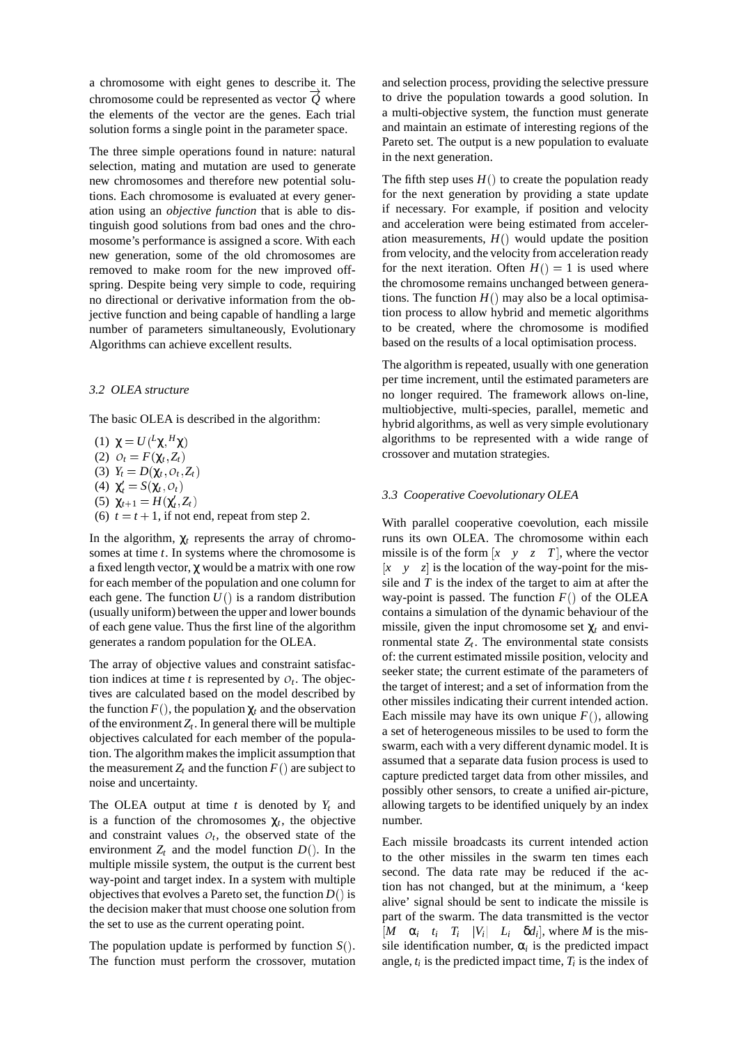a chromosome with eight genes to describe it. The chromosome could be represented as vector $\vec{Q}$ where the elements of the vector are the genes. Each trial solution forms a single point in the parameter space.

The three simple operations found in nature: natural selection, mating and mutation are used to generate new chromosomes and therefore new potential solutions. Each chromosome is evaluated at every generation using an *objective function* that is able to distinguish good solutions from bad ones and the chromosome's performance is assigned a score. With each new generation, some of the old chromosomes are removed to make room for the new improved offspring. Despite being very simple to code, requiring no directional or derivative information from the objective function and being capable of handling a large number of parameters simultaneously, Evolutionary Algorithms can achieve excellent results.

### 3.2 OLEA structure

The basic OLEA is described in the algorithm:

(1) $\chi = U(^{L}\chi, ^{H}\chi)$
(2) $\mathcal{O}_t = F(\chi_t, Z_t)$
(3) $Y_t = D(\chi_t, \mathcal{O}_t, Z_t)$
(4) $\chi'_t = S(\chi_t, \mathcal{O}_t)$
(5) $\chi_{t+1} = H(\chi'_t, Z_t)$
(6) $t = t+1$, if not end, repeat from step 2.

In the algorithm, $\chi_t$ represents the array of chromosomes at time $t$. In systems where the chromosome is a fixed length vector, $\chi$ would be a matrix with one row for each member of the population and one column for each gene. The function $U()$ is a random distribution (usually uniform) between the upper and lower bounds of each gene value. Thus the first line of the algorithm generates a random population for the OLEA.

The array of objective values and constraint satisfaction indices at time $t$ is represented by $\mathcal{O}_t$. The objectives are calculated based on the model described by the function $F()$, the population $\chi_t$ and the observation of the environment $Z_t$. In general there will be multiple objectives calculated for each member of the population. The algorithm makes the implicit assumption that the measurement $Z_t$ and the function $F()$ are subject to noise and uncertainty.

The OLEA output at time $t$ is denoted by $Y_t$ and is a function of the chromosomes $\chi_t$, the objective and constraint values $\mathcal{O}_t$, the observed state of the environment $Z_t$ and the model function $D()$. In the multiple missile system, the output is the current best way-point and target index. In a system with multiple objectives that evolves a Pareto set, the function $D()$ is the decision maker that must choose one solution from the set to use as the current operating point.

The population update is performed by function $S()$. The function must perform the crossover, mutation and selection process, providing the selective pressure to drive the population towards a good solution. In a multi-objective system, the function must generate and maintain an estimate of interesting regions of the Pareto set. The output is a new population to evaluate in the next generation.

The fifth step uses $H()$ to create the population ready for the next generation by providing a state update if necessary. For example, if position and velocity and acceleration were being estimated from acceleration measurements, $H()$ would update the position from velocity, and the velocity from acceleration ready for the next iteration. Often $H() = 1$ is used where the chromosome remains unchanged between generations. The function $H()$ may also be a local optimisation process to allow hybrid and memetic algorithms to be created, where the chromosome is modified based on the results of a local optimisation process.

The algorithm is repeated, usually with one generation per time increment, until the estimated parameters are no longer required. The framework allows on-line, multiobjective, multi-species, parallel, memetic and hybrid algorithms, as well as very simple evolutionary algorithms to be represented with a wide range of crossover and mutation strategies.

### 3.3 Cooperative Coevolutionary OLEA

With parallel cooperative coevolution, each missile runs its own OLEA. The chromosome within each missile is of the form $[x \quad y \quad z \quad T]$, where the vector $[x \quad y \quad z]$ is the location of the way-point for the missile and $T$ is the index of the target to aim at after the way-point is passed. The function $F()$ of the OLEA contains a simulation of the dynamic behaviour of the missile, given the input chromosome set $\chi_t$ and environmental state $Z_t$. The environmental state consists of: the current estimated missile position, velocity and seeker state; the current estimate of the parameters of the target of interest; and a set of information from the other missiles indicating their current intended action. Each missile may have its own unique $F()$, allowing a set of heterogeneous missiles to be used to form the swarm, each with a very different dynamic model. It is assumed that a separate data fusion process is used to capture predicted target data from other missiles, and possibly other sensors, to create a unified air-picture, allowing targets to be identified uniquely by an index number.

Each missile broadcasts its current intended action to the other missiles in the swarm ten times each second. The data rate may be reduced if the action has not changed, but at the minimum, a 'keep alive' signal should be sent to indicate the missile is part of the swarm. The data transmitted is the vector $[M \quad \alpha_i \quad t_i \quad T_i \quad |V_i| \quad L_i \quad \delta d_i]$, where $M$ is the missile identification number, $\alpha_i$ is the predicted impact angle, $t_i$ is the predicted impact time, $T_i$ is the index of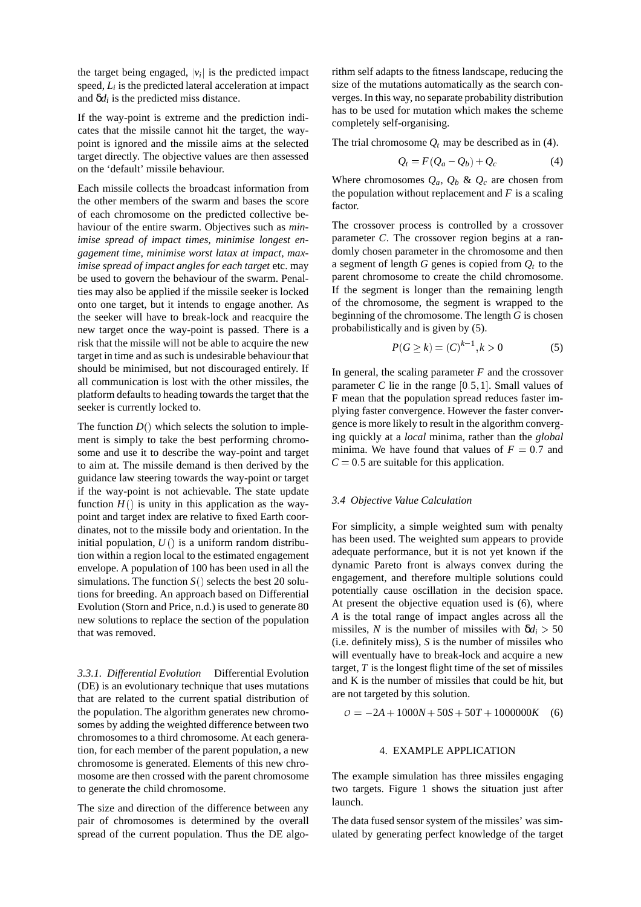the target being engaged, $|v_i|$ is the predicted impact speed, $L_i$ is the predicted lateral acceleration at impact and $\delta d_i$ is the predicted miss distance.

If the way-point is extreme and the prediction indicates that the missile cannot hit the target, the way-point is ignored and the missile aims at the selected target directly. The objective values are then assessed on the 'default' missile behaviour.

Each missile collects the broadcast information from the other members of the swarm and bases the score of each chromosome on the predicted collective behaviour of the entire swarm. Objectives such as *minimise spread of impact times, minimise longest engagement time, minimise worst latax at impact, maximise spread of impact angles for each target* etc. may be used to govern the behaviour of the swarm. Penalties may also be applied if the missile seeker is locked onto one target, but it intends to engage another. As the seeker will have to break-lock and reacquire the new target once the way-point is passed. There is a risk that the missile will not be able to acquire the new target in time and as such is undesirable behaviour that should be minimised, but not discouraged entirely. If all communication is lost with the other missiles, the platform defaults to heading towards the target that the seeker is currently locked to.

The function $D()$ which selects the solution to implement is simply to take the best performing chromosome and use it to describe the way-point and target to aim at. The missile demand is then derived by the guidance law steering towards the way-point or target if the way-point is not achievable. The state update function $H()$ is unity in this application as the way-point and target index are relative to fixed Earth coordinates, not to the missile body and orientation. In the initial population, $U()$ is a uniform random distribution within a region local to the estimated engagement envelope. A population of 100 has been used in all the simulations. The function $S()$ selects the best 20 solutions for breeding. An approach based on Differential Evolution (Storn and Price, n.d.) is used to generate 80 new solutions to replace the section of the population that was removed.

#### 3.3.1. *Differential Evolution*

Differential Evolution (DE) is an evolutionary technique that uses mutations that are related to the current spatial distribution of the population. The algorithm generates new chromosomes by adding the weighted difference between two chromosomes to a third chromosome. At each generation, for each member of the parent population, a new chromosome is generated. Elements of this new chromosome are then crossed with the parent chromosome to generate the child chromosome.

The size and direction of the difference between any pair of chromosomes is determined by the overall spread of the current population. Thus the DE algorithm self adapts to the fitness landscape, reducing the size of the mutations automatically as the search converges. In this way, no separate probability distribution has to be used for mutation which makes the scheme completely self-organising.

The trial chromosome $Q_t$ may be described as in (4).

$$Q_t = F(Q_a - Q_b) + Q_c \tag{4}$$

Where chromosomes $Q_a$, $Q_b$ & $Q_c$ are chosen from the population without replacement and $F$ is a scaling factor.

The crossover process is controlled by a crossover parameter $C$. The crossover region begins at a randomly chosen parameter in the chromosome and then a segment of length $G$ genes is copied from $Q_t$ to the parent chromosome to create the child chromosome. If the segment is longer than the remaining length of the chromosome, the segment is wrapped to the beginning of the chromosome. The length $G$ is chosen probabilistically and is given by (5).

$$P(G \geq k) = (C)^{k-1}, k > 0 \tag{5}$$

In general, the scaling parameter $F$ and the crossover parameter $C$ lie in the range $[0.5, 1]$. Small values of F mean that the population spread reduces faster implying faster convergence. However the faster convergence is more likely to result in the algorithm converging quickly at a *local* minima, rather than the *global* minima. We have found that values of $F = 0.7$ and $C = 0.5$ are suitable for this application.

### 3.4 *Objective Value Calculation*

For simplicity, a simple weighted sum with penalty has been used. The weighted sum appears to provide adequate performance, but it is not yet known if the dynamic Pareto front is always convex during the engagement, and therefore multiple solutions could potentially cause oscillation in the decision space. At present the objective equation used is (6), where $A$ is the total range of impact angles across all the missiles, $N$ is the number of missiles with $\delta d_i > 50$ (i.e. definitely miss), $S$ is the number of missiles who will eventually have to break-lock and acquire a new target, $T$ is the longest flight time of the set of missiles and K is the number of missiles that could be hit, but are not targeted by this solution.

$$O = -2A + 1000N + 50S + 50T + 1000000K \tag{6}$$

## 4. EXAMPLE APPLICATION

The example simulation has three missiles engaging two targets. Figure 1 shows the situation just after launch.

The data fused sensor system of the missiles' was simulated by generating perfect knowledge of the target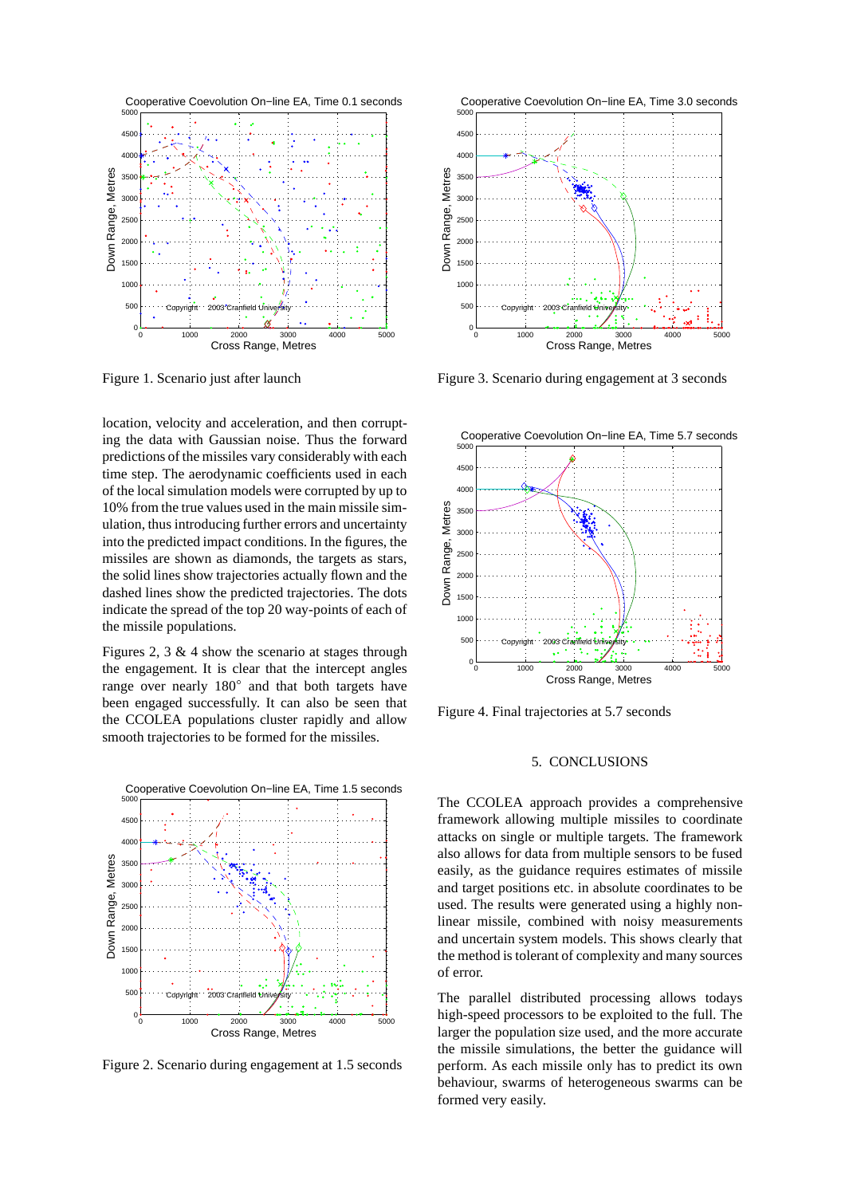Cooperative Coevolution On−line EA, Time 0.1 seconds

Down Range, Metres

Cross Range, Metres

Copyright 2003 Cranfield University

Figure 1. Scenario just after launch

Cooperative Coevolution On−line EA, Time 3.0 seconds

Down Range, Metres

Cross Range, Metres

Copyright 2003 Cranfield University

Figure 3. Scenario during engagement at 3 seconds

location, velocity and acceleration, and then corrupting the data with Gaussian noise. Thus the forward predictions of the missiles vary considerably with each time step. The aerodynamic coefficients used in each of the local simulation models were corrupted by up to 10% from the true values used in the main missile simulation, thus introducing further errors and uncertainty into the predicted impact conditions. In the figures, the missiles are shown as diamonds, the targets as stars, the solid lines show trajectories actually flown and the dashed lines show the predicted trajectories. The dots indicate the spread of the top 20 way-points of each of the missile populations.

Figures 2, 3 & 4 show the scenario at stages through the engagement. It is clear that the intercept angles range over nearly 180° and that both targets have been engaged successfully. It can also be seen that the CCOLEA populations cluster rapidly and allow smooth trajectories to be formed for the missiles.

Cooperative Coevolution On−line EA, Time 5.7 seconds

Down Range, Metres

Cross Range, Metres

Copyright 2003 Cranfield University

Figure 4. Final trajectories at 5.7 seconds

Cooperative Coevolution On−line EA, Time 1.5 seconds

Down Range, Metres

Cross Range, Metres

Copyright 2003 Cranfield University

Figure 2. Scenario during engagement at 1.5 seconds

## 5. CONCLUSIONS

The CCOLEA approach provides a comprehensive framework allowing multiple missiles to coordinate attacks on single or multiple targets. The framework also allows for data from multiple sensors to be fused easily, as the guidance requires estimates of missile and target positions etc. in absolute coordinates to be used. The results were generated using a highly non-linear missile, combined with noisy measurements and uncertain system models. This shows clearly that the method is tolerant of complexity and many sources of error.

The parallel distributed processing allows todays high-speed processors to be exploited to the full. The larger the population size used, and the more accurate the missile simulations, the better the guidance will perform. As each missile only has to predict its own behaviour, swarms of heterogeneous swarms can be formed very easily.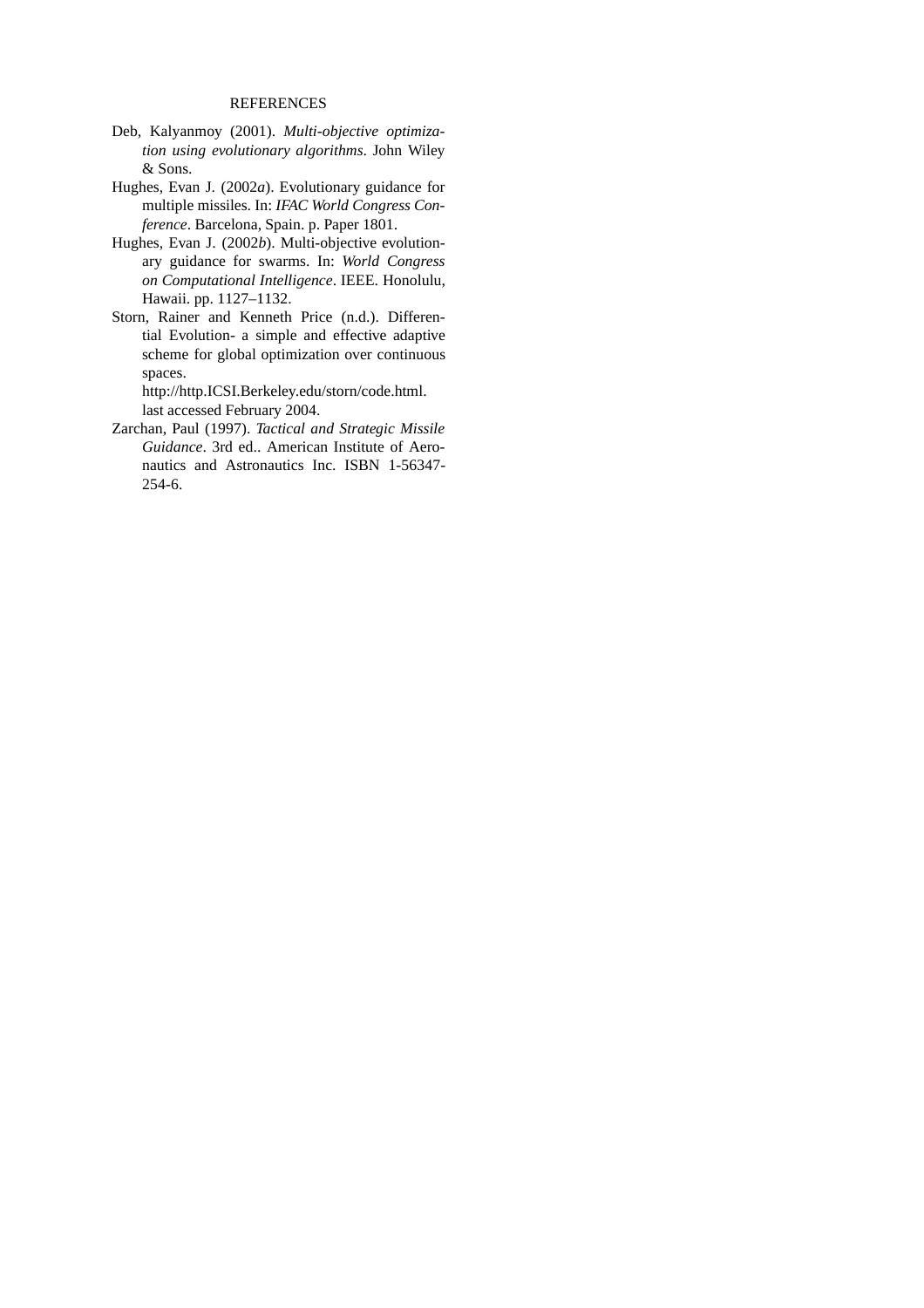# REFERENCES

Deb, Kalyanmoy (2001). *Multi-objective optimization using evolutionary algorithms*. John Wiley & Sons.

Hughes, Evan J. (2002*a*). Evolutionary guidance for multiple missiles. In: *IFAC World Congress Conference*. Barcelona, Spain. p. Paper 1801.

Hughes, Evan J. (2002*b*). Multi-objective evolutionary guidance for swarms. In: *World Congress on Computational Intelligence*. IEEE. Honolulu, Hawaii. pp. 1127–1132.

Storn, Rainer and Kenneth Price (n.d.). Differential Evolution- a simple and effective adaptive scheme for global optimization over continuous spaces.
http://http.ICSI.Berkeley.edu/storn/code.html.
last accessed February 2004.

Zarchan, Paul (1997). *Tactical and Strategic Missile Guidance*. 3rd ed.. American Institute of Aeronautics and Astronautics Inc. ISBN 1-56347-254-6.